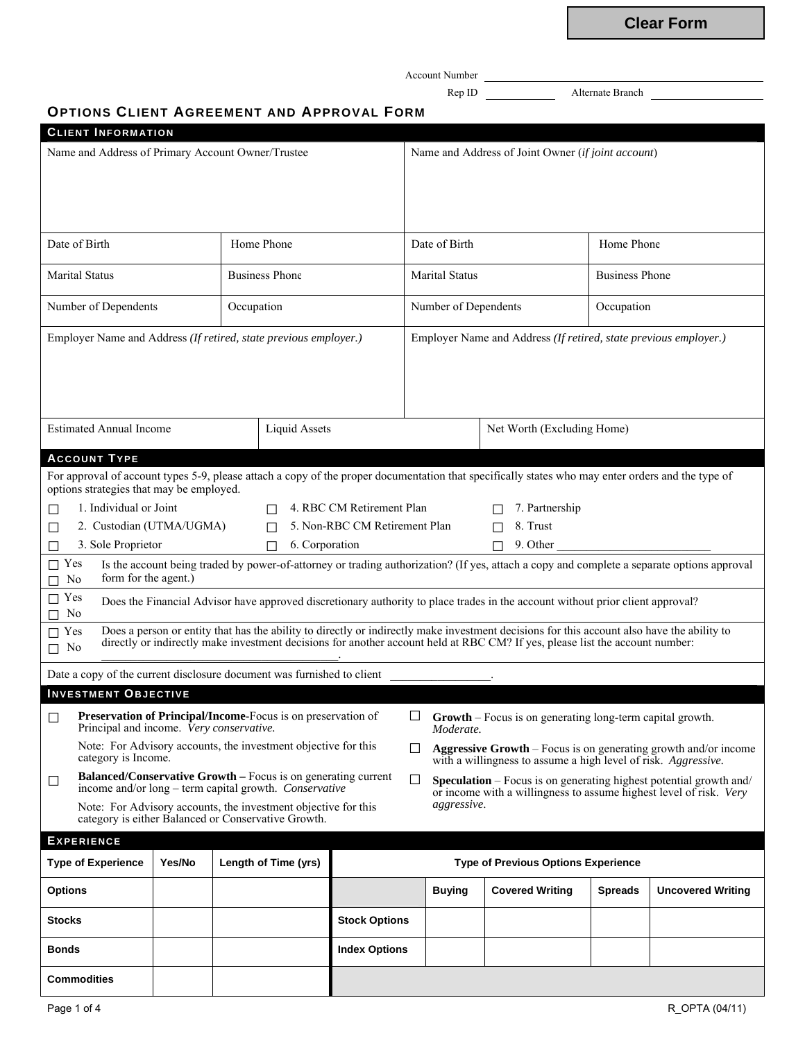Clear Form

Account Number ____________________

Rep ID __________ Alternate Branch __________

# OPTIONS CLIENT AGREEMENT AND APPROVAL FORM

## CLIENT INFORMATION

| Name and Address of Primary Account Owner/Trustee | | Name and Address of Joint Owner (*if joint account*) | |
|---|---|---|---|
| Date of Birth | Home Phone | Date of Birth | Home Phone |
| Marital Status | Business Phone | Marital Status | Business Phone |
| Number of Dependents | Occupation | Number of Dependents | Occupation |
| Employer Name and Address *(If retired, state previous employer.)* | | Employer Name and Address *(If retired, state previous employer.)* | |

| Estimated Annual Income | Liquid Assets | Net Worth (Excluding Home) |
|---|---|---|

## ACCOUNT TYPE

For approval of account types 5-9, please attach a copy of the proper documentation that specifically states who may enter orders and the type of options strategies that may be employed.

- ☐ 1. Individual or Joint
- ☐ 2. Custodian (UTMA/UGMA)
- ☐ 3. Sole Proprietor
- ☐ 4. RBC CM Retirement Plan
- ☐ 5. Non-RBC CM Retirement Plan
- ☐ 6. Corporation
- ☐ 7. Partnership
- ☐ 8. Trust
- ☐ 9. Other ____________________

☐ Yes ☐ No Is the account being traded by power-of-attorney or trading authorization? (If yes, attach a copy and complete a separate options approval form for the agent.)

☐ Yes ☐ No Does the Financial Advisor have approved discretionary authority to place trades in the account without prior client approval?

☐ Yes ☐ No Does a person or entity that has the ability to directly or indirectly make investment decisions for this account also have the ability to directly or indirectly make investment decisions for another account held at RBC CM? If yes, please list the account number: ______________________________.

Date a copy of the current disclosure document was furnished to client ______________.

## INVESTMENT OBJECTIVE

☐ **Preservation of Principal/Income**-Focus is on preservation of Principal and income. *Very conservative.*

Note: For Advisory accounts, the investment objective for this category is Income.

☐ **Balanced/Conservative Growth –** Focus is on generating current income and/or long – term capital growth. *Conservative*

Note: For Advisory accounts, the investment objective for this category is either Balanced or Conservative Growth.

☐ **Growth** – Focus is on generating long-term capital growth. *Moderate.*

☐ **Aggressive Growth** – Focus is on generating growth and/or income with a willingness to assume a high level of risk. *Aggressive.*

☐ **Speculation** – Focus is on generating highest potential growth and/or income with a willingness to assume highest level of risk. *Very aggressive*.

## EXPERIENCE

| Type of Experience | Yes/No | Length of Time (yrs) |
|---|---|---|
| Options | | |
| Stocks | | |
| Bonds | | |
| Commodities | | |

| Type of Previous Options Experience | Buying | Covered Writing | Spreads | Uncovered Writing |
|---|---|---|---|---|
| Stock Options | | | | |
| Index Options | | | | |

R_OPTA (04/11)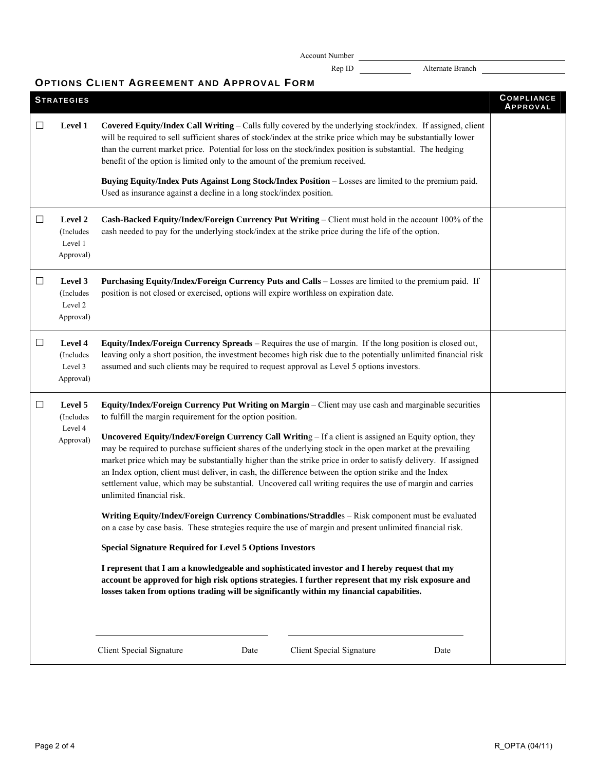Account Number ______________________

Rep ID __________ Alternate Branch ______________

## OPTIONS CLIENT AGREEMENT AND APPROVAL FORM

| | STRATEGIES | | COMPLIANCE APPROVAL |
|---|---|---|---|
| ☐ | **Level 1** | **Covered Equity/Index Call Writing** – Calls fully covered by the underlying stock/index. If assigned, client will be required to sell sufficient shares of stock/index at the strike price which may be substantially lower than the current market price. Potential for loss on the stock/index position is substantial. The hedging benefit of the option is limited only to the amount of the premium received.<br><br>**Buying Equity/Index Puts Against Long Stock/Index Position** – Losses are limited to the premium paid. Used as insurance against a decline in a long stock/index position. | |
| ☐ | **Level 2** (Includes Level 1 Approval) | **Cash-Backed Equity/Index/Foreign Currency Put Writing** – Client must hold in the account 100% of the cash needed to pay for the underlying stock/index at the strike price during the life of the option. | |
| ☐ | **Level 3** (Includes Level 2 Approval) | **Purchasing Equity/Index/Foreign Currency Puts and Calls** – Losses are limited to the premium paid. If position is not closed or exercised, options will expire worthless on expiration date. | |
| ☐ | **Level 4** (Includes Level 3 Approval) | **Equity/Index/Foreign Currency Spreads** – Requires the use of margin. If the long position is closed out, leaving only a short position, the investment becomes high risk due to the potentially unlimited financial risk assumed and such clients may be required to request approval as Level 5 options investors. | |
| ☐ | **Level 5** (Includes Level 4 Approval) | **Equity/Index/Foreign Currency Put Writing on Margin** – Client may use cash and marginable securities to fulfill the margin requirement for the option position.<br><br>**Uncovered Equity/Index/Foreign Currency Call Writing** – If a client is assigned an Equity option, they may be required to purchase sufficient shares of the underlying stock in the open market at the prevailing market price which may be substantially higher than the strike price in order to satisfy delivery. If assigned an Index option, client must deliver, in cash, the difference between the option strike and the Index settlement value, which may be substantial. Uncovered call writing requires the use of margin and carries unlimited financial risk.<br><br>**Writing Equity/Index/Foreign Currency Combinations/Straddles** – Risk component must be evaluated on a case by case basis. These strategies require the use of margin and present unlimited financial risk.<br><br>**Special Signature Required for Level 5 Options Investors**<br><br>**I represent that I am a knowledgeable and sophisticated investor and I hereby request that my account be approved for high risk options strategies. I further represent that my risk exposure and losses taken from options trading will be significantly within my financial capabilities.**<br><br>______________________________ ______________________________<br>Client Special Signature Date Client Special Signature Date | |

R_OPTA (04/11)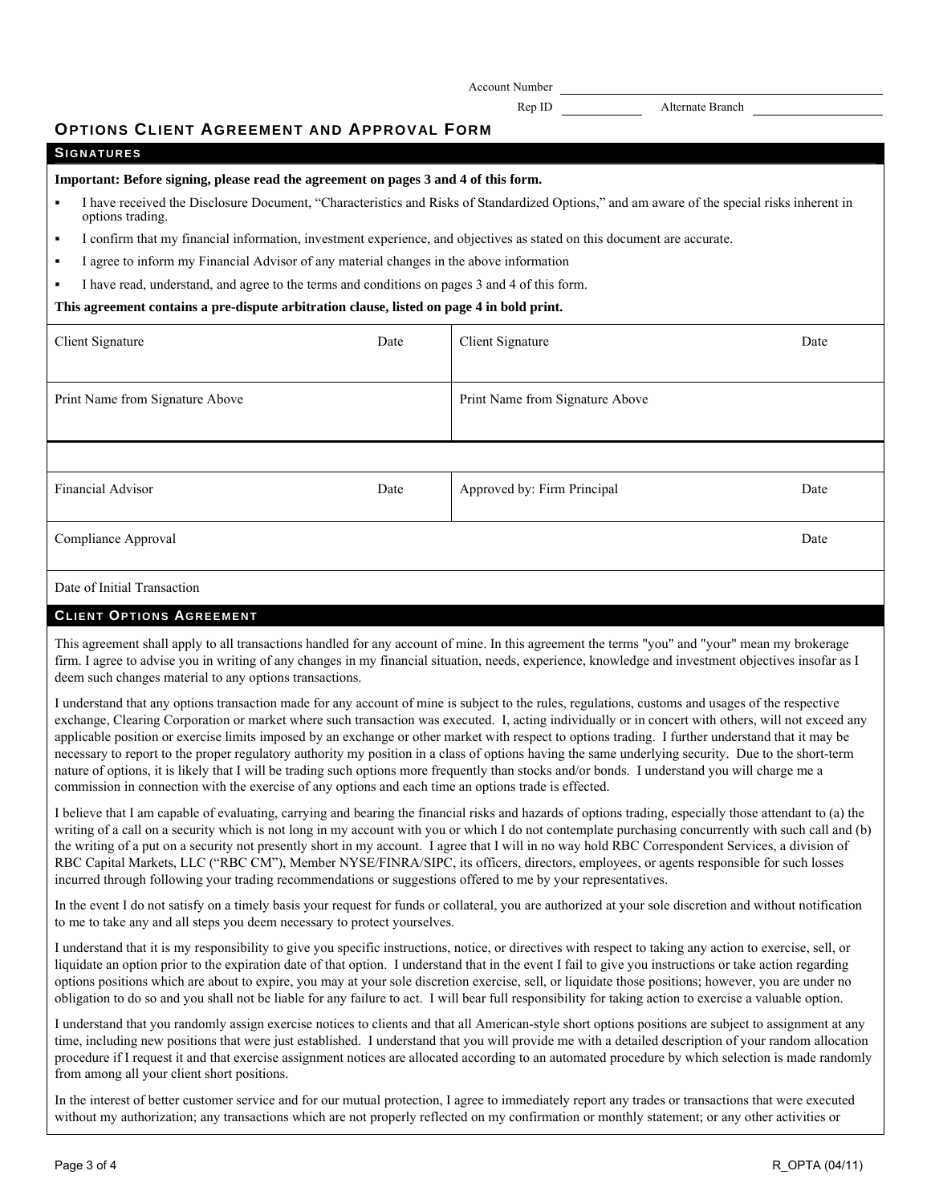Account Number ____________________

Rep ID __________ Alternate Branch __________

## OPTIONS CLIENT AGREEMENT AND APPROVAL FORM

### SIGNATURES

**Important: Before signing, please read the agreement on pages 3 and 4 of this form.**

- I have received the Disclosure Document, "Characteristics and Risks of Standardized Options," and am aware of the special risks inherent in options trading.
- I confirm that my financial information, investment experience, and objectives as stated on this document are accurate.
- I agree to inform my Financial Advisor of any material changes in the above information
- I have read, understand, and agree to the terms and conditions on pages 3 and 4 of this form.

**This agreement contains a pre-dispute arbitration clause, listed on page 4 in bold print.**

| Client Signature | Date | Client Signature | Date |
|---|---|---|---|
| Print Name from Signature Above | | Print Name from Signature Above | |
| | | | |
| Financial Advisor | Date | Approved by: Firm Principal | Date |
| Compliance Approval | | | Date |
| Date of Initial Transaction | | | |

### CLIENT OPTIONS AGREEMENT

This agreement shall apply to all transactions handled for any account of mine. In this agreement the terms "you" and "your" mean my brokerage firm. I agree to advise you in writing of any changes in my financial situation, needs, experience, knowledge and investment objectives insofar as I deem such changes material to any options transactions.

I understand that any options transaction made for any account of mine is subject to the rules, regulations, customs and usages of the respective exchange, Clearing Corporation or market where such transaction was executed. I, acting individually or in concert with others, will not exceed any applicable position or exercise limits imposed by an exchange or other market with respect to options trading. I further understand that it may be necessary to report to the proper regulatory authority my position in a class of options having the same underlying security. Due to the short-term nature of options, it is likely that I will be trading such options more frequently than stocks and/or bonds. I understand you will charge me a commission in connection with the exercise of any options and each time an options trade is effected.

I believe that I am capable of evaluating, carrying and bearing the financial risks and hazards of options trading, especially those attendant to (a) the writing of a call on a security which is not long in my account with you or which I do not contemplate purchasing concurrently with such call and (b) the writing of a put on a security not presently short in my account. I agree that I will in no way hold RBC Correspondent Services, a division of RBC Capital Markets, LLC ("RBC CM"), Member NYSE/FINRA/SIPC, its officers, directors, employees, or agents responsible for such losses incurred through following your trading recommendations or suggestions offered to me by your representatives.

In the event I do not satisfy on a timely basis your request for funds or collateral, you are authorized at your sole discretion and without notification to me to take any and all steps you deem necessary to protect yourselves.

I understand that it is my responsibility to give you specific instructions, notice, or directives with respect to taking any action to exercise, sell, or liquidate an option prior to the expiration date of that option. I understand that in the event I fail to give you instructions or take action regarding options positions which are about to expire, you may at your sole discretion exercise, sell, or liquidate those positions; however, you are under no obligation to do so and you shall not be liable for any failure to act. I will bear full responsibility for taking action to exercise a valuable option.

I understand that you randomly assign exercise notices to clients and that all American-style short options positions are subject to assignment at any time, including new positions that were just established. I understand that you will provide me with a detailed description of your random allocation procedure if I request it and that exercise assignment notices are allocated according to an automated procedure by which selection is made randomly from among all your client short positions.

In the interest of better customer service and for our mutual protection, I agree to immediately report any trades or transactions that were executed without my authorization; any transactions which are not properly reflected on my confirmation or monthly statement; or any other activities or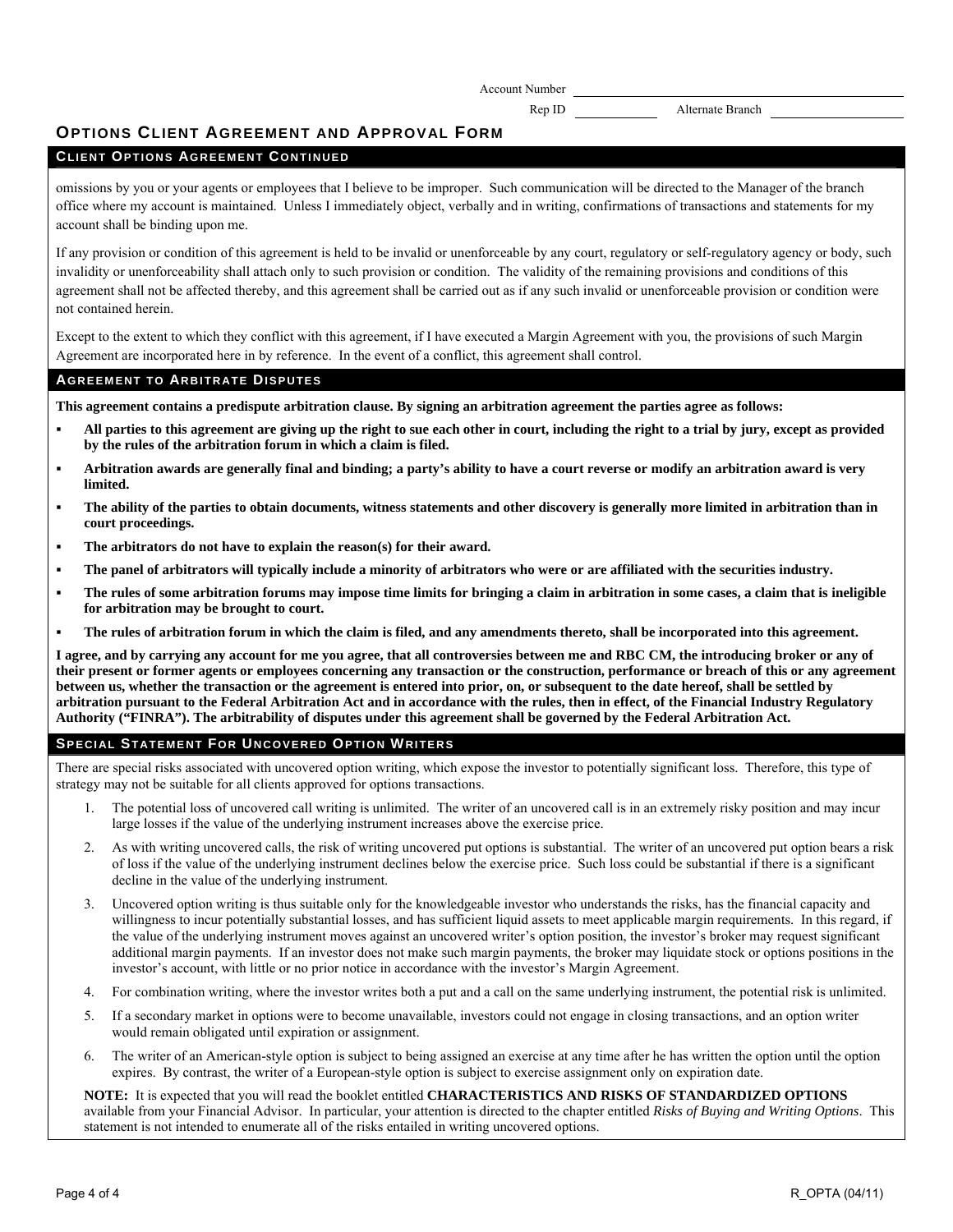Account Number

Rep ID Alternate Branch

## OPTIONS CLIENT AGREEMENT AND APPROVAL FORM

### CLIENT OPTIONS AGREEMENT CONTINUED

omissions by you or your agents or employees that I believe to be improper. Such communication will be directed to the Manager of the branch office where my account is maintained. Unless I immediately object, verbally and in writing, confirmations of transactions and statements for my account shall be binding upon me.

If any provision or condition of this agreement is held to be invalid or unenforceable by any court, regulatory or self-regulatory agency or body, such invalidity or unenforceability shall attach only to such provision or condition. The validity of the remaining provisions and conditions of this agreement shall not be affected thereby, and this agreement shall be carried out as if any such invalid or unenforceable provision or condition were not contained herein.

Except to the extent to which they conflict with this agreement, if I have executed a Margin Agreement with you, the provisions of such Margin Agreement are incorporated here in by reference. In the event of a conflict, this agreement shall control.

### AGREEMENT TO ARBITRATE DISPUTES

**This agreement contains a predispute arbitration clause. By signing an arbitration agreement the parties agree as follows:**

- **All parties to this agreement are giving up the right to sue each other in court, including the right to a trial by jury, except as provided by the rules of the arbitration forum in which a claim is filed.**
- **Arbitration awards are generally final and binding; a party's ability to have a court reverse or modify an arbitration award is very limited.**
- **The ability of the parties to obtain documents, witness statements and other discovery is generally more limited in arbitration than in court proceedings.**
- **The arbitrators do not have to explain the reason(s) for their award.**
- **The panel of arbitrators will typically include a minority of arbitrators who were or are affiliated with the securities industry.**
- **The rules of some arbitration forums may impose time limits for bringing a claim in arbitration in some cases, a claim that is ineligible for arbitration may be brought to court.**
- **The rules of arbitration forum in which the claim is filed, and any amendments thereto, shall be incorporated into this agreement.**

**I agree, and by carrying any account for me you agree, that all controversies between me and RBC CM, the introducing broker or any of their present or former agents or employees concerning any transaction or the construction, performance or breach of this or any agreement between us, whether the transaction or the agreement is entered into prior, on, or subsequent to the date hereof, shall be settled by arbitration pursuant to the Federal Arbitration Act and in accordance with the rules, then in effect, of the Financial Industry Regulatory Authority ("FINRA"). The arbitrability of disputes under this agreement shall be governed by the Federal Arbitration Act.**

### SPECIAL STATEMENT FOR UNCOVERED OPTION WRITERS

There are special risks associated with uncovered option writing, which expose the investor to potentially significant loss. Therefore, this type of strategy may not be suitable for all clients approved for options transactions.

1. The potential loss of uncovered call writing is unlimited. The writer of an uncovered call is in an extremely risky position and may incur large losses if the value of the underlying instrument increases above the exercise price.
2. As with writing uncovered calls, the risk of writing uncovered put options is substantial. The writer of an uncovered put option bears a risk of loss if the value of the underlying instrument declines below the exercise price. Such loss could be substantial if there is a significant decline in the value of the underlying instrument.
3. Uncovered option writing is thus suitable only for the knowledgeable investor who understands the risks, has the financial capacity and willingness to incur potentially substantial losses, and has sufficient liquid assets to meet applicable margin requirements. In this regard, if the value of the underlying instrument moves against an uncovered writer's option position, the investor's broker may request significant additional margin payments. If an investor does not make such margin payments, the broker may liquidate stock or options positions in the investor's account, with little or no prior notice in accordance with the investor's Margin Agreement.
4. For combination writing, where the investor writes both a put and a call on the same underlying instrument, the potential risk is unlimited.
5. If a secondary market in options were to become unavailable, investors could not engage in closing transactions, and an option writer would remain obligated until expiration or assignment.
6. The writer of an American-style option is subject to being assigned an exercise at any time after he has written the option until the option expires. By contrast, the writer of a European-style option is subject to exercise assignment only on expiration date.

**NOTE:** It is expected that you will read the booklet entitled **CHARACTERISTICS AND RISKS OF STANDARDIZED OPTIONS** available from your Financial Advisor. In particular, your attention is directed to the chapter entitled *Risks of Buying and Writing Options*. This statement is not intended to enumerate all of the risks entailed in writing uncovered options.

R_OPTA (04/11)